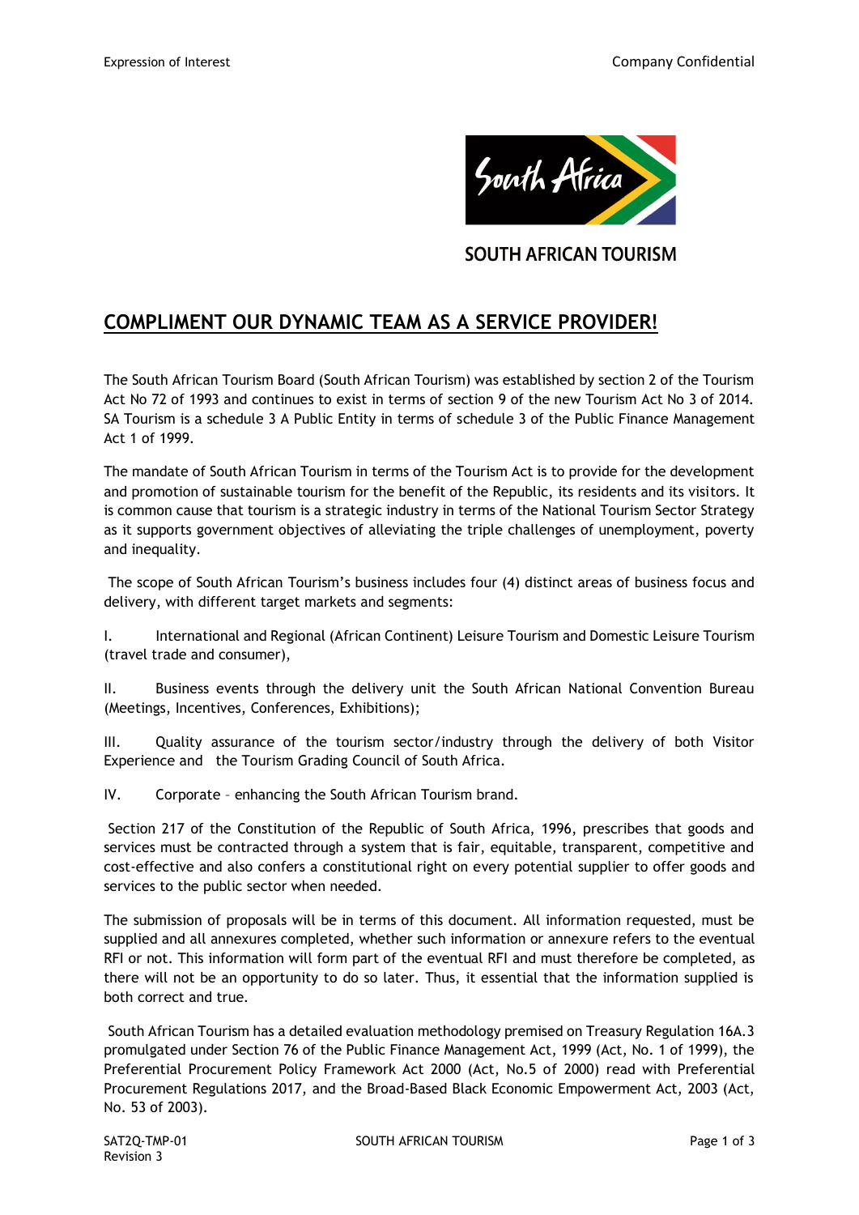SOUTH AFRICAN TOURISM

## COMPLIMENT OUR DYNAMIC TEAM AS A SERVICE PROVIDER!

The South African Tourism Board (South African Tourism) was established by section 2 of the Tourism Act No 72 of 1993 and continues to exist in terms of section 9 of the new Tourism Act No 3 of 2014. SA Tourism is a schedule 3 A Public Entity in terms of schedule 3 of the Public Finance Management Act 1 of 1999.

The mandate of South African Tourism in terms of the Tourism Act is to provide for the development and promotion of sustainable tourism for the benefit of the Republic, its residents and its visitors. It is common cause that tourism is a strategic industry in terms of the National Tourism Sector Strategy as it supports government objectives of alleviating the triple challenges of unemployment, poverty and inequality.

The scope of South African Tourism's business includes four (4) distinct areas of business focus and delivery, with different target markets and segments:

I. International and Regional (African Continent) Leisure Tourism and Domestic Leisure Tourism (travel trade and consumer),

II. Business events through the delivery unit the South African National Convention Bureau (Meetings, Incentives, Conferences, Exhibitions);

III. Quality assurance of the tourism sector/industry through the delivery of both Visitor Experience and the Tourism Grading Council of South Africa.

IV. Corporate – enhancing the South African Tourism brand.

Section 217 of the Constitution of the Republic of South Africa, 1996, prescribes that goods and services must be contracted through a system that is fair, equitable, transparent, competitive and cost-effective and also confers a constitutional right on every potential supplier to offer goods and services to the public sector when needed.

The submission of proposals will be in terms of this document. All information requested, must be supplied and all annexures completed, whether such information or annexure refers to the eventual RFI or not. This information will form part of the eventual RFI and must therefore be completed, as there will not be an opportunity to do so later. Thus, it essential that the information supplied is both correct and true.

South African Tourism has a detailed evaluation methodology premised on Treasury Regulation 16A.3 promulgated under Section 76 of the Public Finance Management Act, 1999 (Act, No. 1 of 1999), the Preferential Procurement Policy Framework Act 2000 (Act, No.5 of 2000) read with Preferential Procurement Regulations 2017, and the Broad-Based Black Economic Empowerment Act, 2003 (Act, No. 53 of 2003).

SAT2Q-TMP-01
Revision 3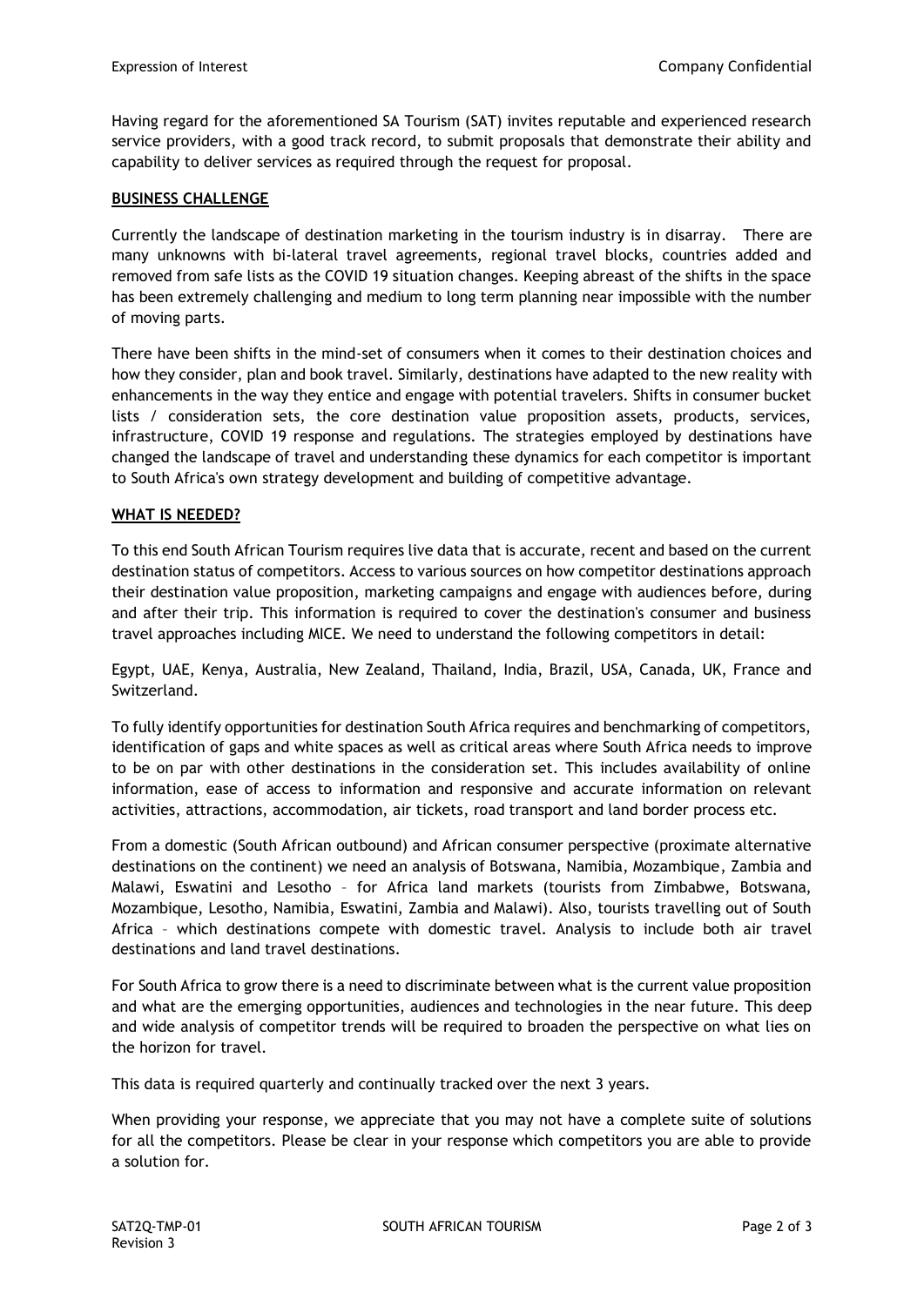Having regard for the aforementioned SA Tourism (SAT) invites reputable and experienced research service providers, with a good track record, to submit proposals that demonstrate their ability and capability to deliver services as required through the request for proposal.

## BUSINESS CHALLENGE

Currently the landscape of destination marketing in the tourism industry is in disarray. There are many unknowns with bi-lateral travel agreements, regional travel blocks, countries added and removed from safe lists as the COVID 19 situation changes. Keeping abreast of the shifts in the space has been extremely challenging and medium to long term planning near impossible with the number of moving parts.

There have been shifts in the mind-set of consumers when it comes to their destination choices and how they consider, plan and book travel. Similarly, destinations have adapted to the new reality with enhancements in the way they entice and engage with potential travelers. Shifts in consumer bucket lists / consideration sets, the core destination value proposition assets, products, services, infrastructure, COVID 19 response and regulations. The strategies employed by destinations have changed the landscape of travel and understanding these dynamics for each competitor is important to South Africa's own strategy development and building of competitive advantage.

## WHAT IS NEEDED?

To this end South African Tourism requires live data that is accurate, recent and based on the current destination status of competitors. Access to various sources on how competitor destinations approach their destination value proposition, marketing campaigns and engage with audiences before, during and after their trip. This information is required to cover the destination's consumer and business travel approaches including MICE. We need to understand the following competitors in detail:

Egypt, UAE, Kenya, Australia, New Zealand, Thailand, India, Brazil, USA, Canada, UK, France and Switzerland.

To fully identify opportunities for destination South Africa requires and benchmarking of competitors, identification of gaps and white spaces as well as critical areas where South Africa needs to improve to be on par with other destinations in the consideration set. This includes availability of online information, ease of access to information and responsive and accurate information on relevant activities, attractions, accommodation, air tickets, road transport and land border process etc.

From a domestic (South African outbound) and African consumer perspective (proximate alternative destinations on the continent) we need an analysis of Botswana, Namibia, Mozambique, Zambia and Malawi, Eswatini and Lesotho – for Africa land markets (tourists from Zimbabwe, Botswana, Mozambique, Lesotho, Namibia, Eswatini, Zambia and Malawi). Also, tourists travelling out of South Africa – which destinations compete with domestic travel. Analysis to include both air travel destinations and land travel destinations.

For South Africa to grow there is a need to discriminate between what is the current value proposition and what are the emerging opportunities, audiences and technologies in the near future. This deep and wide analysis of competitor trends will be required to broaden the perspective on what lies on the horizon for travel.

This data is required quarterly and continually tracked over the next 3 years.

When providing your response, we appreciate that you may not have a complete suite of solutions for all the competitors. Please be clear in your response which competitors you are able to provide a solution for.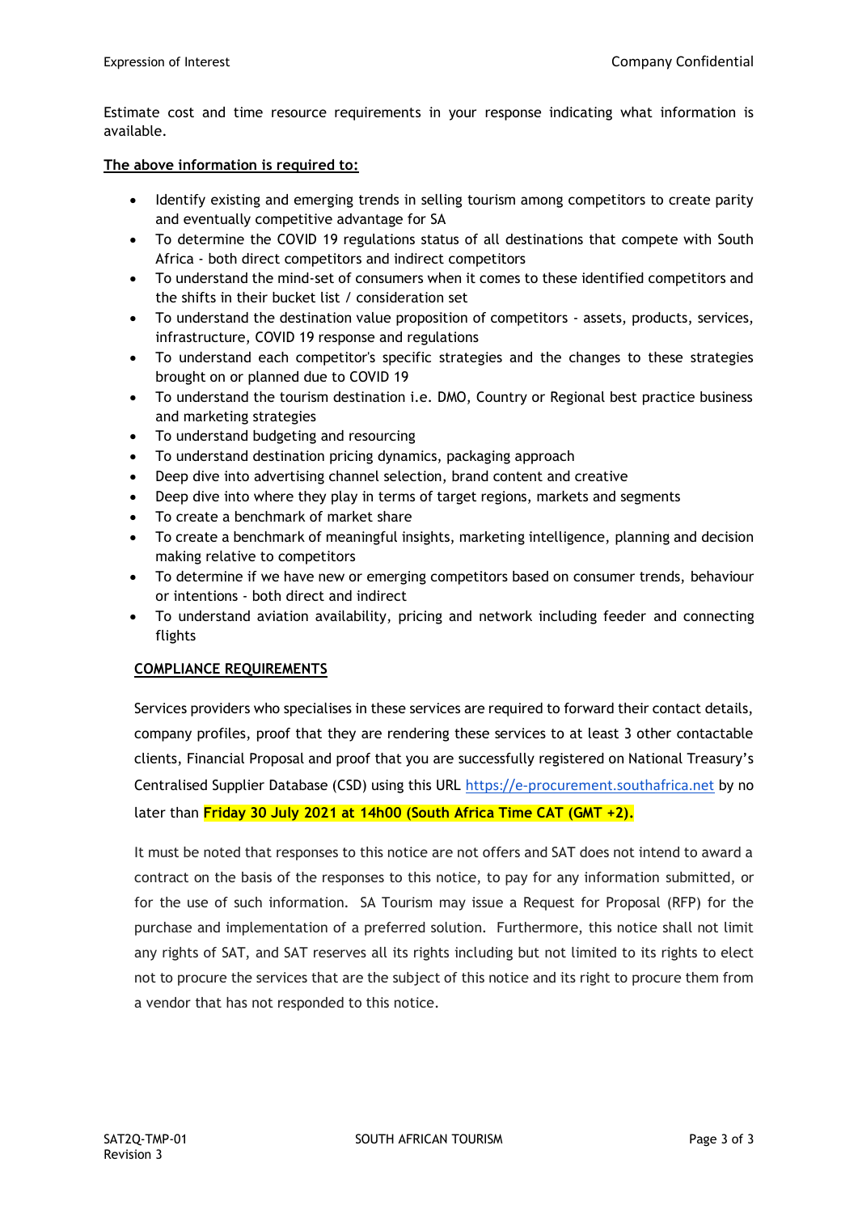Estimate cost and time resource requirements in your response indicating what information is available.

**The above information is required to:**

- Identify existing and emerging trends in selling tourism among competitors to create parity and eventually competitive advantage for SA
- To determine the COVID 19 regulations status of all destinations that compete with South Africa - both direct competitors and indirect competitors
- To understand the mind-set of consumers when it comes to these identified competitors and the shifts in their bucket list / consideration set
- To understand the destination value proposition of competitors - assets, products, services, infrastructure, COVID 19 response and regulations
- To understand each competitor's specific strategies and the changes to these strategies brought on or planned due to COVID 19
- To understand the tourism destination i.e. DMO, Country or Regional best practice business and marketing strategies
- To understand budgeting and resourcing
- To understand destination pricing dynamics, packaging approach
- Deep dive into advertising channel selection, brand content and creative
- Deep dive into where they play in terms of target regions, markets and segments
- To create a benchmark of market share
- To create a benchmark of meaningful insights, marketing intelligence, planning and decision making relative to competitors
- To determine if we have new or emerging competitors based on consumer trends, behaviour or intentions - both direct and indirect
- To understand aviation availability, pricing and network including feeder and connecting flights

**COMPLIANCE REQUIREMENTS**

Services providers who specialises in these services are required to forward their contact details, company profiles, proof that they are rendering these services to at least 3 other contactable clients, Financial Proposal and proof that you are successfully registered on National Treasury's Centralised Supplier Database (CSD) using this URL https://e-procurement.southafrica.net by no later than **Friday 30 July 2021 at 14h00 (South Africa Time CAT (GMT +2).**

It must be noted that responses to this notice are not offers and SAT does not intend to award a contract on the basis of the responses to this notice, to pay for any information submitted, or for the use of such information. SA Tourism may issue a Request for Proposal (RFP) for the purchase and implementation of a preferred solution. Furthermore, this notice shall not limit any rights of SAT, and SAT reserves all its rights including but not limited to its rights to elect not to procure the services that are the subject of this notice and its right to procure them from a vendor that has not responded to this notice.